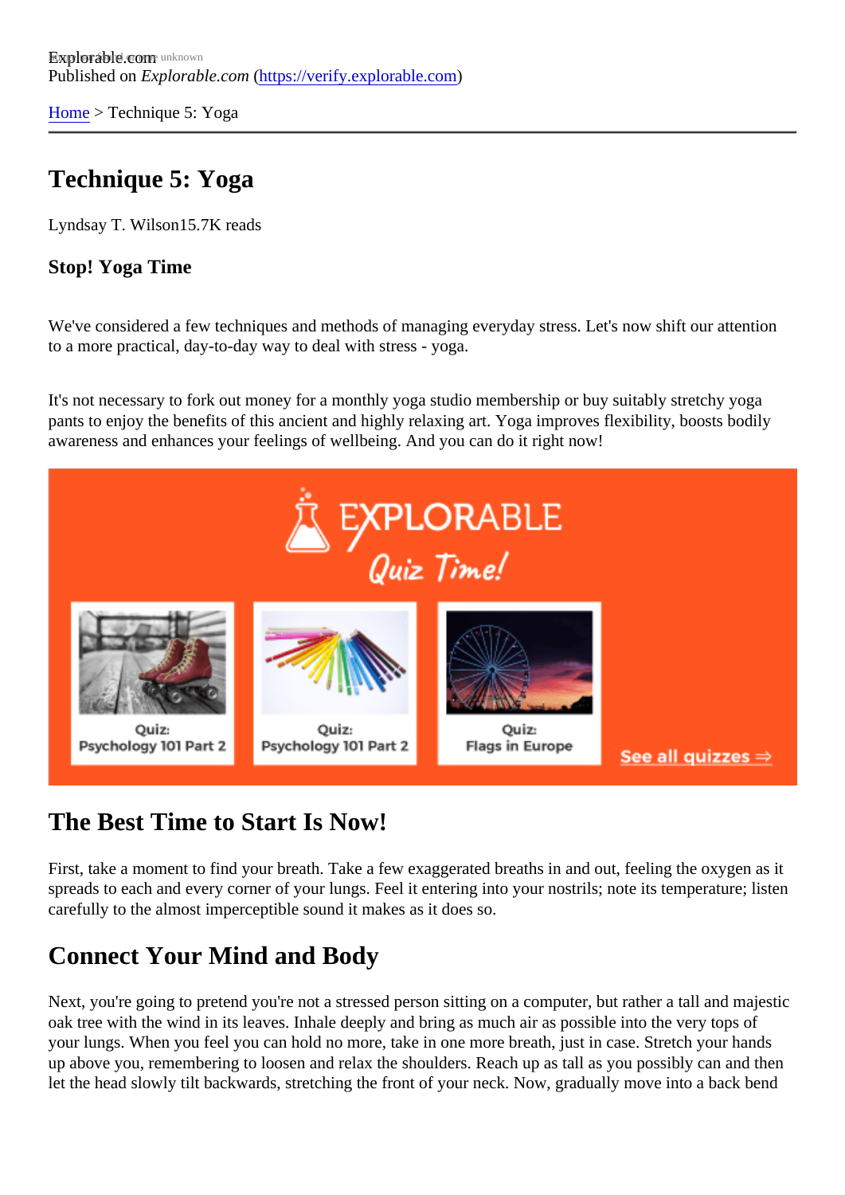Explorable.com
Published on *Explorable.com* (https://verify.explorable.com)

Home > Technique 5: Yoga

# Technique 5: Yoga

Lyndsay T. Wilson15.7K reads

### Stop! Yoga Time

We've considered a few techniques and methods of managing everyday stress. Let's now shift our attention to a more practical, day-to-day way to deal with stress - yoga.

It's not necessary to fork out money for a monthly yoga studio membership or buy suitably stretchy yoga pants to enjoy the benefits of this ancient and highly relaxing art. Yoga improves flexibility, boosts bodily awareness and enhances your feelings of wellbeing. And you can do it right now!

## The Best Time to Start Is Now!

First, take a moment to find your breath. Take a few exaggerated breaths in and out, feeling the oxygen as it spreads to each and every corner of your lungs. Feel it entering into your nostrils; note its temperature; listen carefully to the almost imperceptible sound it makes as it does so.

## Connect Your Mind and Body

Next, you're going to pretend you're not a stressed person sitting on a computer, but rather a tall and majestic oak tree with the wind in its leaves. Inhale deeply and bring as much air as possible into the very tops of your lungs. When you feel you can hold no more, take in one more breath, just in case. Stretch your hands up above you, remembering to loosen and relax the shoulders. Reach up as tall as you possibly can and then let the head slowly tilt backwards, stretching the front of your neck. Now, gradually move into a back bend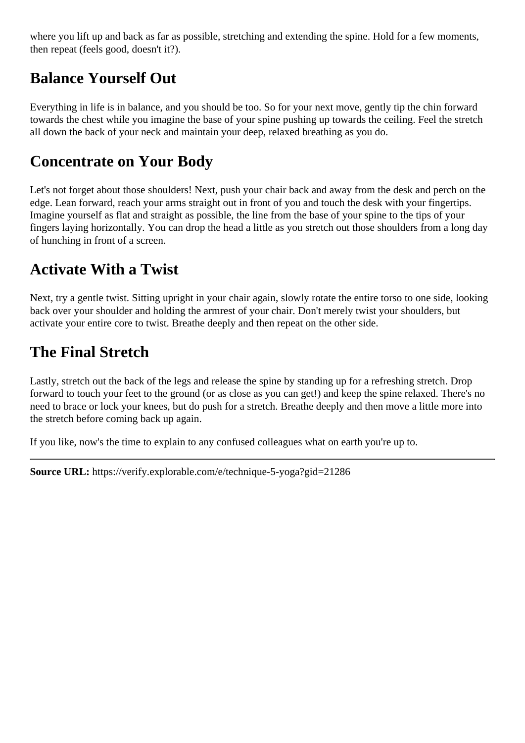where you lift up and back as far as possible, stretching and extending the spine. Hold for a few moments, then repeat (feels good, doesn't it?).

## Balance Yourself Out

Everything in life is in balance, and you should be too. So for your next move, gently tip the chin forward towards the chest while you imagine the base of your spine pushing up towards the ceiling. Feel the stretch all down the back of your neck and maintain your deep, relaxed breathing as you do.

## Concentrate on Your Body

Let's not forget about those shoulders! Next, push your chair back and away from the desk and perch on the edge. Lean forward, reach your arms straight out in front of you and touch the desk with your fingertips. Imagine yourself as flat and straight as possible, the line from the base of your spine to the tips of your fingers laying horizontally. You can drop the head a little as you stretch out those shoulders from a long day of hunching in front of a screen.

## Activate With a Twist

Next, try a gentle twist. Sitting upright in your chair again, slowly rotate the entire torso to one side, looking back over your shoulder and holding the armrest of your chair. Don't merely twist your shoulders, but activate your entire core to twist. Breathe deeply and then repeat on the other side.

## The Final Stretch

Lastly, stretch out the back of the legs and release the spine by standing up for a refreshing stretch. Drop forward to touch your feet to the ground (or as close as you can get!) and keep the spine relaxed. There's no need to brace or lock your knees, but do push for a stretch. Breathe deeply and then move a little more into the stretch before coming back up again.

If you like, now's the time to explain to any confused colleagues what on earth you're up to.

---

**Source URL:** https://verify.explorable.com/e/technique-5-yoga?gid=21286